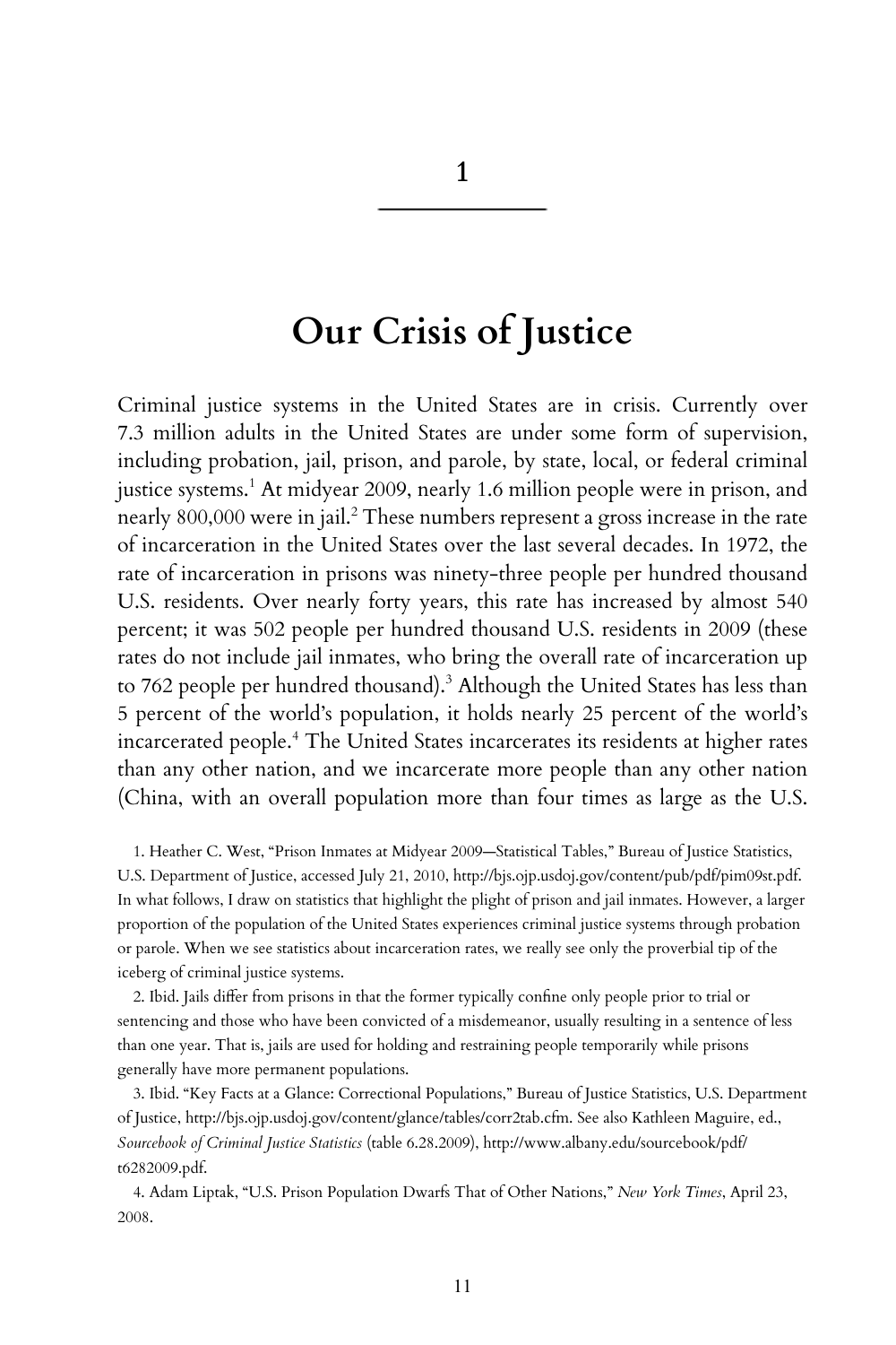# 1

# Our Crisis of Justice

Criminal justice systems in the United States are in crisis. Currently over 7.3 million adults in the United States are under some form of supervision, including probation, jail, prison, and parole, by state, local, or federal criminal justice systems.[1] At midyear 2009, nearly 1.6 million people were in prison, and nearly 800,000 were in jail.[2] These numbers represent a gross increase in the rate of incarceration in the United States over the last several decades. In 1972, the rate of incarceration in prisons was ninety-three people per hundred thousand U.S. residents. Over nearly forty years, this rate has increased by almost 540 percent; it was 502 people per hundred thousand U.S. residents in 2009 (these rates do not include jail inmates, who bring the overall rate of incarceration up to 762 people per hundred thousand).[3] Although the United States has less than 5 percent of the world's population, it holds nearly 25 percent of the world's incarcerated people.[4] The United States incarcerates its residents at higher rates than any other nation, and we incarcerate more people than any other nation (China, with an overall population more than four times as large as the U.S.

1. Heather C. West, "Prison Inmates at Midyear 2009—Statistical Tables," Bureau of Justice Statistics, U.S. Department of Justice, accessed July 21, 2010, http://bjs.ojp.usdoj.gov/content/pub/pdf/pim09st.pdf. In what follows, I draw on statistics that highlight the plight of prison and jail inmates. However, a larger proportion of the population of the United States experiences criminal justice systems through probation or parole. When we see statistics about incarceration rates, we really see only the proverbial tip of the iceberg of criminal justice systems.

2. Ibid. Jails differ from prisons in that the former typically confine only people prior to trial or sentencing and those who have been convicted of a misdemeanor, usually resulting in a sentence of less than one year. That is, jails are used for holding and restraining people temporarily while prisons generally have more permanent populations.

3. Ibid. "Key Facts at a Glance: Correctional Populations," Bureau of Justice Statistics, U.S. Department of Justice, http://bjs.ojp.usdoj.gov/content/glance/tables/corr2tab.cfm. See also Kathleen Maguire, ed., *Sourcebook of Criminal Justice Statistics* (table 6.28.2009), http://www.albany.edu/sourcebook/pdf/t6282009.pdf.

4. Adam Liptak, "U.S. Prison Population Dwarfs That of Other Nations," *New York Times*, April 23, 2008.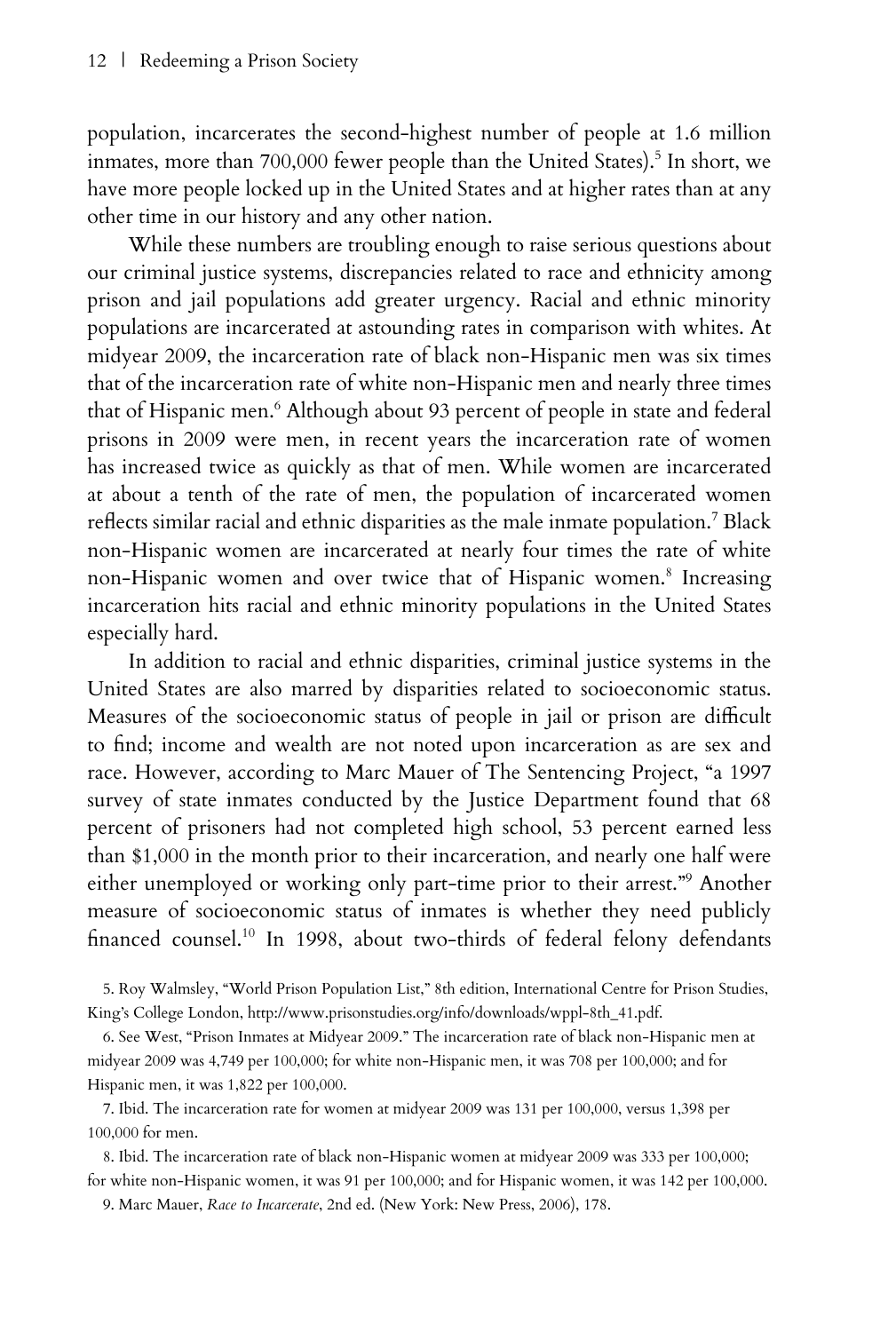population, incarcerates the second-highest number of people at 1.6 million inmates, more than 700,000 fewer people than the United States).[5] In short, we have more people locked up in the United States and at higher rates than at any other time in our history and any other nation.

While these numbers are troubling enough to raise serious questions about our criminal justice systems, discrepancies related to race and ethnicity among prison and jail populations add greater urgency. Racial and ethnic minority populations are incarcerated at astounding rates in comparison with whites. At midyear 2009, the incarceration rate of black non-Hispanic men was six times that of the incarceration rate of white non-Hispanic men and nearly three times that of Hispanic men.[6] Although about 93 percent of people in state and federal prisons in 2009 were men, in recent years the incarceration rate of women has increased twice as quickly as that of men. While women are incarcerated at about a tenth of the rate of men, the population of incarcerated women reflects similar racial and ethnic disparities as the male inmate population.[7] Black non-Hispanic women are incarcerated at nearly four times the rate of white non-Hispanic women and over twice that of Hispanic women.[8] Increasing incarceration hits racial and ethnic minority populations in the United States especially hard.

In addition to racial and ethnic disparities, criminal justice systems in the United States are also marred by disparities related to socioeconomic status. Measures of the socioeconomic status of people in jail or prison are difficult to find; income and wealth are not noted upon incarceration as are sex and race. However, according to Marc Mauer of The Sentencing Project, "a 1997 survey of state inmates conducted by the Justice Department found that 68 percent of prisoners had not completed high school, 53 percent earned less than $1,000 in the month prior to their incarceration, and nearly one half were either unemployed or working only part-time prior to their arrest."[9] Another measure of socioeconomic status of inmates is whether they need publicly financed counsel.[10] In 1998, about two-thirds of federal felony defendants

5. Roy Walmsley, "World Prison Population List," 8th edition, International Centre for Prison Studies, King's College London, http://www.prisonstudies.org/info/downloads/wppl-8th_41.pdf.

6. See West, "Prison Inmates at Midyear 2009." The incarceration rate of black non-Hispanic men at midyear 2009 was 4,749 per 100,000; for white non-Hispanic men, it was 708 per 100,000; and for Hispanic men, it was 1,822 per 100,000.

7. Ibid. The incarceration rate for women at midyear 2009 was 131 per 100,000, versus 1,398 per 100,000 for men.

8. Ibid. The incarceration rate of black non-Hispanic women at midyear 2009 was 333 per 100,000; for white non-Hispanic women, it was 91 per 100,000; and for Hispanic women, it was 142 per 100,000.

9. Marc Mauer, *Race to Incarcerate*, 2nd ed. (New York: New Press, 2006), 178.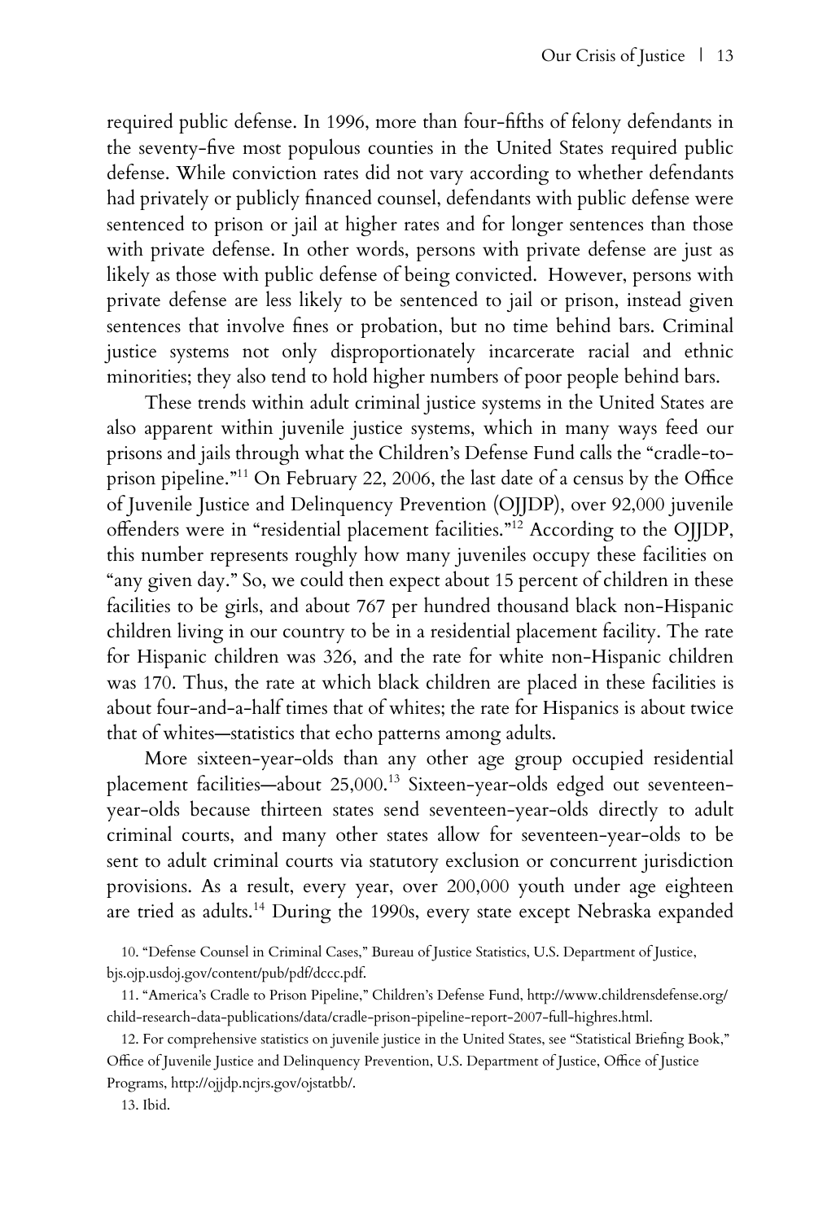required public defense. In 1996, more than four-fifths of felony defendants in the seventy-five most populous counties in the United States required public defense. While conviction rates did not vary according to whether defendants had privately or publicly financed counsel, defendants with public defense were sentenced to prison or jail at higher rates and for longer sentences than those with private defense. In other words, persons with private defense are just as likely as those with public defense of being convicted. However, persons with private defense are less likely to be sentenced to jail or prison, instead given sentences that involve fines or probation, but no time behind bars. Criminal justice systems not only disproportionately incarcerate racial and ethnic minorities; they also tend to hold higher numbers of poor people behind bars.

These trends within adult criminal justice systems in the United States are also apparent within juvenile justice systems, which in many ways feed our prisons and jails through what the Children's Defense Fund calls the "cradle-to-prison pipeline."[11] On February 22, 2006, the last date of a census by the Office of Juvenile Justice and Delinquency Prevention (OJJDP), over 92,000 juvenile offenders were in "residential placement facilities."[12] According to the OJJDP, this number represents roughly how many juveniles occupy these facilities on "any given day." So, we could then expect about 15 percent of children in these facilities to be girls, and about 767 per hundred thousand black non-Hispanic children living in our country to be in a residential placement facility. The rate for Hispanic children was 326, and the rate for white non-Hispanic children was 170. Thus, the rate at which black children are placed in these facilities is about four-and-a-half times that of whites; the rate for Hispanics is about twice that of whites—statistics that echo patterns among adults.

More sixteen-year-olds than any other age group occupied residential placement facilities—about 25,000.[13] Sixteen-year-olds edged out seventeen-year-olds because thirteen states send seventeen-year-olds directly to adult criminal courts, and many other states allow for seventeen-year-olds to be sent to adult criminal courts via statutory exclusion or concurrent jurisdiction provisions. As a result, every year, over 200,000 youth under age eighteen are tried as adults.[14] During the 1990s, every state except Nebraska expanded

10. "Defense Counsel in Criminal Cases," Bureau of Justice Statistics, U.S. Department of Justice, bjs.ojp.usdoj.gov/content/pub/pdf/dccc.pdf.

11. "America's Cradle to Prison Pipeline," Children's Defense Fund, http://www.childrensdefense.org/child-research-data-publications/data/cradle-prison-pipeline-report-2007-full-highres.html.

12. For comprehensive statistics on juvenile justice in the United States, see "Statistical Briefing Book," Office of Juvenile Justice and Delinquency Prevention, U.S. Department of Justice, Office of Justice Programs, http://ojjdp.ncjrs.gov/ojstatbb/.

13. Ibid.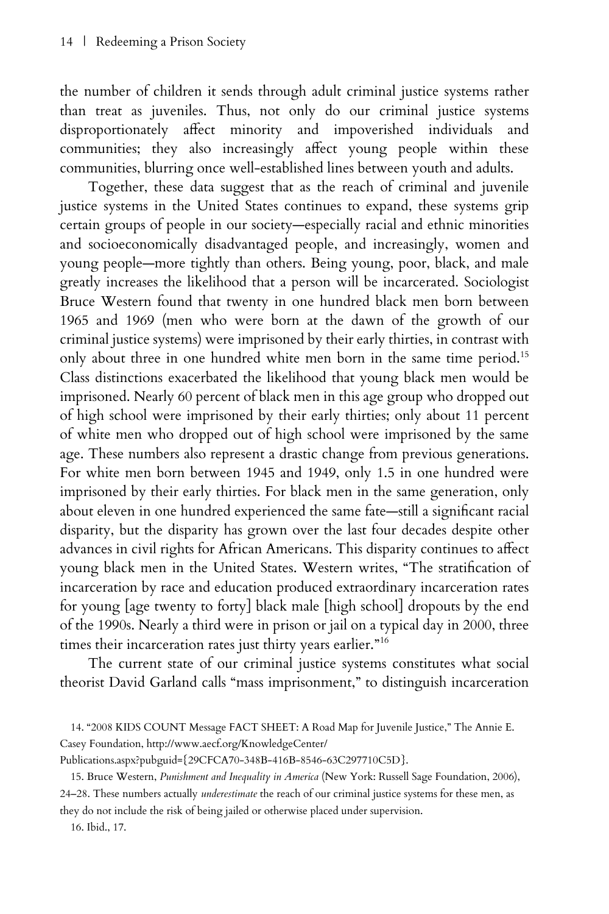the number of children it sends through adult criminal justice systems rather than treat as juveniles. Thus, not only do our criminal justice systems disproportionately affect minority and impoverished individuals and communities; they also increasingly affect young people within these communities, blurring once well-established lines between youth and adults.

Together, these data suggest that as the reach of criminal and juvenile justice systems in the United States continues to expand, these systems grip certain groups of people in our society—especially racial and ethnic minorities and socioeconomically disadvantaged people, and increasingly, women and young people—more tightly than others. Being young, poor, black, and male greatly increases the likelihood that a person will be incarcerated. Sociologist Bruce Western found that twenty in one hundred black men born between 1965 and 1969 (men who were born at the dawn of the growth of our criminal justice systems) were imprisoned by their early thirties, in contrast with only about three in one hundred white men born in the same time period.[15] Class distinctions exacerbated the likelihood that young black men would be imprisoned. Nearly 60 percent of black men in this age group who dropped out of high school were imprisoned by their early thirties; only about 11 percent of white men who dropped out of high school were imprisoned by the same age. These numbers also represent a drastic change from previous generations. For white men born between 1945 and 1949, only 1.5 in one hundred were imprisoned by their early thirties. For black men in the same generation, only about eleven in one hundred experienced the same fate—still a significant racial disparity, but the disparity has grown over the last four decades despite other advances in civil rights for African Americans. This disparity continues to affect young black men in the United States. Western writes, "The stratification of incarceration by race and education produced extraordinary incarceration rates for young [age twenty to forty] black male [high school] dropouts by the end of the 1990s. Nearly a third were in prison or jail on a typical day in 2000, three times their incarceration rates just thirty years earlier."[16]

The current state of our criminal justice systems constitutes what social theorist David Garland calls "mass imprisonment," to distinguish incarceration

14. "2008 KIDS COUNT Message FACT SHEET: A Road Map for Juvenile Justice," The Annie E. Casey Foundation, http://www.aecf.org/KnowledgeCenter/Publications.aspx?pubguid={29CFCA70-348B-416B-8546-63C297710C5D}.

15. Bruce Western, *Punishment and Inequality in America* (New York: Russell Sage Foundation, 2006), 24–28. These numbers actually *underestimate* the reach of our criminal justice systems for these men, as they do not include the risk of being jailed or otherwise placed under supervision.

16. Ibid., 17.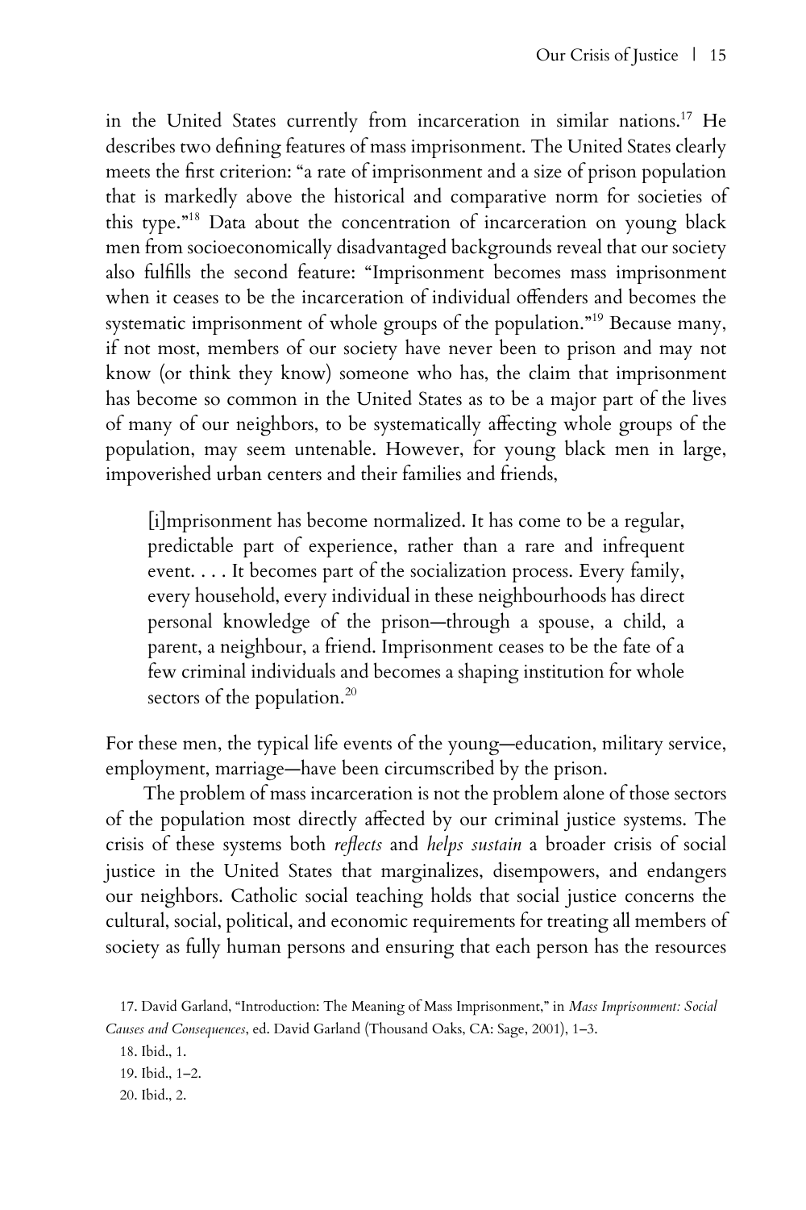in the United States currently from incarceration in similar nations.[17] He describes two defining features of mass imprisonment. The United States clearly meets the first criterion: "a rate of imprisonment and a size of prison population that is markedly above the historical and comparative norm for societies of this type."[18] Data about the concentration of incarceration on young black men from socioeconomically disadvantaged backgrounds reveal that our society also fulfills the second feature: "Imprisonment becomes mass imprisonment when it ceases to be the incarceration of individual offenders and becomes the systematic imprisonment of whole groups of the population."[19] Because many, if not most, members of our society have never been to prison and may not know (or think they know) someone who has, the claim that imprisonment has become so common in the United States as to be a major part of the lives of many of our neighbors, to be systematically affecting whole groups of the population, may seem untenable. However, for young black men in large, impoverished urban centers and their families and friends,

> [i]mprisonment has become normalized. It has come to be a regular, predictable part of experience, rather than a rare and infrequent event. . . . It becomes part of the socialization process. Every family, every household, every individual in these neighbourhoods has direct personal knowledge of the prison—through a spouse, a child, a parent, a neighbour, a friend. Imprisonment ceases to be the fate of a few criminal individuals and becomes a shaping institution for whole sectors of the population.[20]

For these men, the typical life events of the young—education, military service, employment, marriage—have been circumscribed by the prison.

The problem of mass incarceration is not the problem alone of those sectors of the population most directly affected by our criminal justice systems. The crisis of these systems both *reflects* and *helps sustain* a broader crisis of social justice in the United States that marginalizes, disempowers, and endangers our neighbors. Catholic social teaching holds that social justice concerns the cultural, social, political, and economic requirements for treating all members of society as fully human persons and ensuring that each person has the resources

17. David Garland, "Introduction: The Meaning of Mass Imprisonment," in *Mass Imprisonment: Social Causes and Consequences*, ed. David Garland (Thousand Oaks, CA: Sage, 2001), 1–3.

18. Ibid., 1.

19. Ibid., 1–2.

20. Ibid., 2.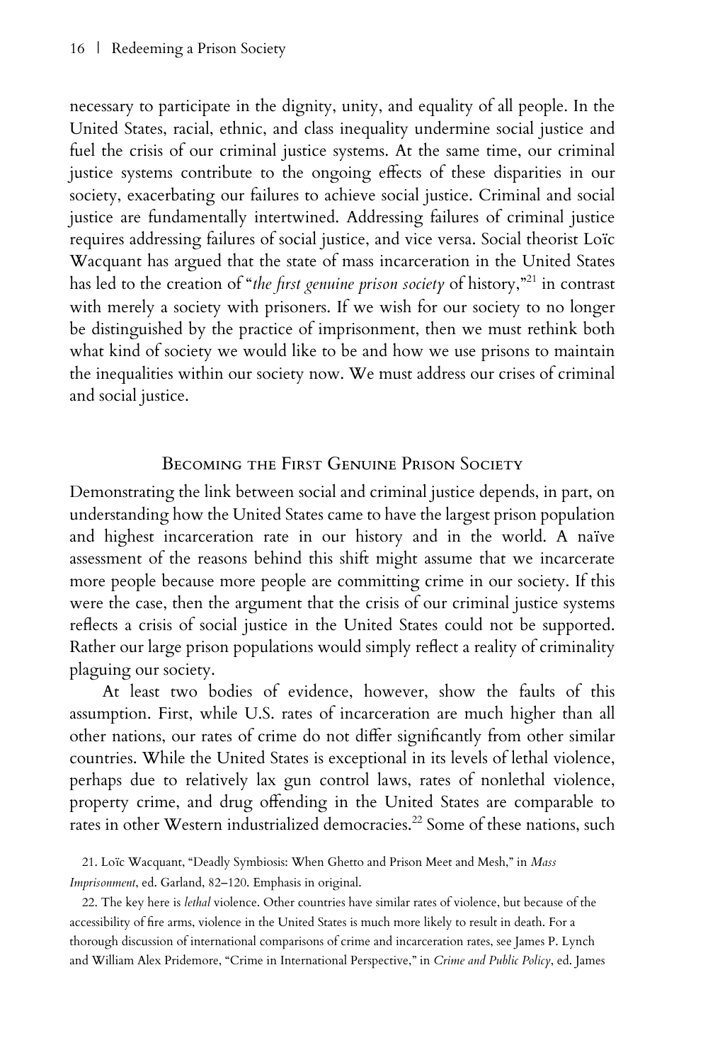necessary to participate in the dignity, unity, and equality of all people. In the United States, racial, ethnic, and class inequality undermine social justice and fuel the crisis of our criminal justice systems. At the same time, our criminal justice systems contribute to the ongoing effects of these disparities in our society, exacerbating our failures to achieve social justice. Criminal and social justice are fundamentally intertwined. Addressing failures of criminal justice requires addressing failures of social justice, and vice versa. Social theorist Loïc Wacquant has argued that the state of mass incarceration in the United States has led to the creation of "*the first genuine prison society* of history,"[21] in contrast with merely a society with prisoners. If we wish for our society to no longer be distinguished by the practice of imprisonment, then we must rethink both what kind of society we would like to be and how we use prisons to maintain the inequalities within our society now. We must address our crises of criminal and social justice.

## Becoming the First Genuine Prison Society

Demonstrating the link between social and criminal justice depends, in part, on understanding how the United States came to have the largest prison population and highest incarceration rate in our history and in the world. A naïve assessment of the reasons behind this shift might assume that we incarcerate more people because more people are committing crime in our society. If this were the case, then the argument that the crisis of our criminal justice systems reflects a crisis of social justice in the United States could not be supported. Rather our large prison populations would simply reflect a reality of criminality plaguing our society.

At least two bodies of evidence, however, show the faults of this assumption. First, while U.S. rates of incarceration are much higher than all other nations, our rates of crime do not differ significantly from other similar countries. While the United States is exceptional in its levels of lethal violence, perhaps due to relatively lax gun control laws, rates of nonlethal violence, property crime, and drug offending in the United States are comparable to rates in other Western industrialized democracies.[22] Some of these nations, such

21. Loïc Wacquant, "Deadly Symbiosis: When Ghetto and Prison Meet and Mesh," in *Mass Imprisonment*, ed. Garland, 82–120. Emphasis in original.

22. The key here is *lethal* violence. Other countries have similar rates of violence, but because of the accessibility of fire arms, violence in the United States is much more likely to result in death. For a thorough discussion of international comparisons of crime and incarceration rates, see James P. Lynch and William Alex Pridemore, "Crime in International Perspective," in *Crime and Public Policy*, ed. James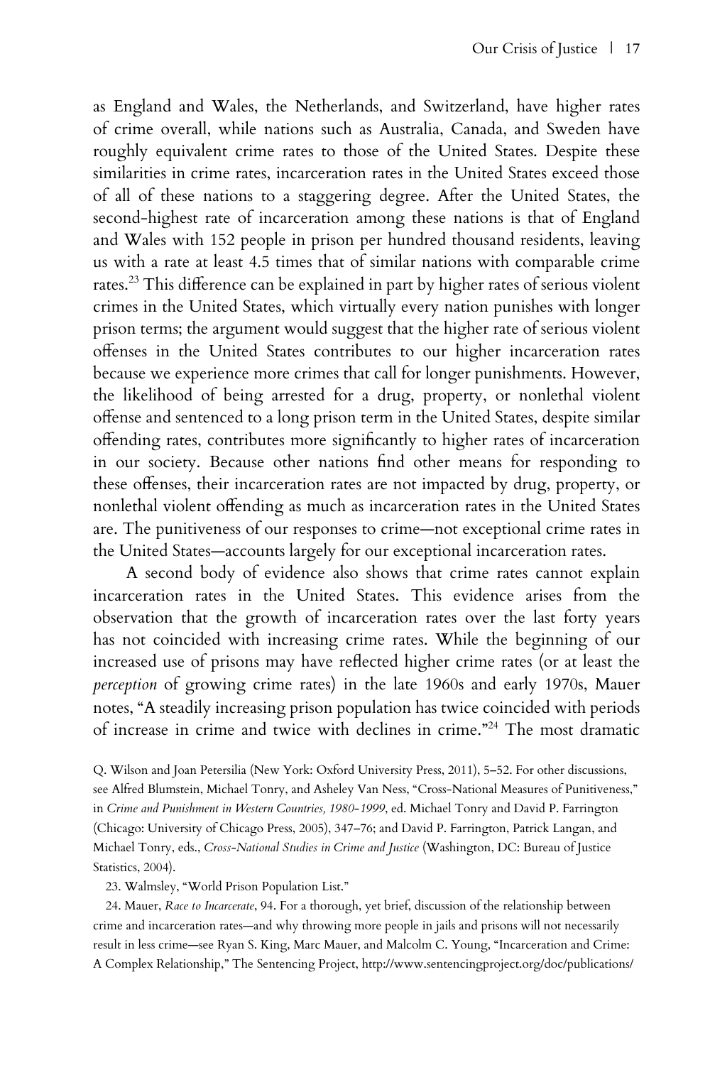as England and Wales, the Netherlands, and Switzerland, have higher rates of crime overall, while nations such as Australia, Canada, and Sweden have roughly equivalent crime rates to those of the United States. Despite these similarities in crime rates, incarceration rates in the United States exceed those of all of these nations to a staggering degree. After the United States, the second-highest rate of incarceration among these nations is that of England and Wales with 152 people in prison per hundred thousand residents, leaving us with a rate at least 4.5 times that of similar nations with comparable crime rates.[23] This difference can be explained in part by higher rates of serious violent crimes in the United States, which virtually every nation punishes with longer prison terms; the argument would suggest that the higher rate of serious violent offenses in the United States contributes to our higher incarceration rates because we experience more crimes that call for longer punishments. However, the likelihood of being arrested for a drug, property, or nonlethal violent offense and sentenced to a long prison term in the United States, despite similar offending rates, contributes more significantly to higher rates of incarceration in our society. Because other nations find other means for responding to these offenses, their incarceration rates are not impacted by drug, property, or nonlethal violent offending as much as incarceration rates in the United States are. The punitiveness of our responses to crime—not exceptional crime rates in the United States—accounts largely for our exceptional incarceration rates.

A second body of evidence also shows that crime rates cannot explain incarceration rates in the United States. This evidence arises from the observation that the growth of incarceration rates over the last forty years has not coincided with increasing crime rates. While the beginning of our increased use of prisons may have reflected higher crime rates (or at least the *perception* of growing crime rates) in the late 1960s and early 1970s, Mauer notes, "A steadily increasing prison population has twice coincided with periods of increase in crime and twice with declines in crime."[24] The most dramatic

Q. Wilson and Joan Petersilia (New York: Oxford University Press, 2011), 5–52. For other discussions, see Alfred Blumstein, Michael Tonry, and Asheley Van Ness, "Cross-National Measures of Punitiveness," in *Crime and Punishment in Western Countries, 1980-1999*, ed. Michael Tonry and David P. Farrington (Chicago: University of Chicago Press, 2005), 347–76; and David P. Farrington, Patrick Langan, and Michael Tonry, eds., *Cross-National Studies in Crime and Justice* (Washington, DC: Bureau of Justice Statistics, 2004).

23. Walmsley, "World Prison Population List."

24. Mauer, *Race to Incarcerate*, 94. For a thorough, yet brief, discussion of the relationship between crime and incarceration rates—and why throwing more people in jails and prisons will not necessarily result in less crime—see Ryan S. King, Marc Mauer, and Malcolm C. Young, "Incarceration and Crime: A Complex Relationship," The Sentencing Project, http://www.sentencingproject.org/doc/publications/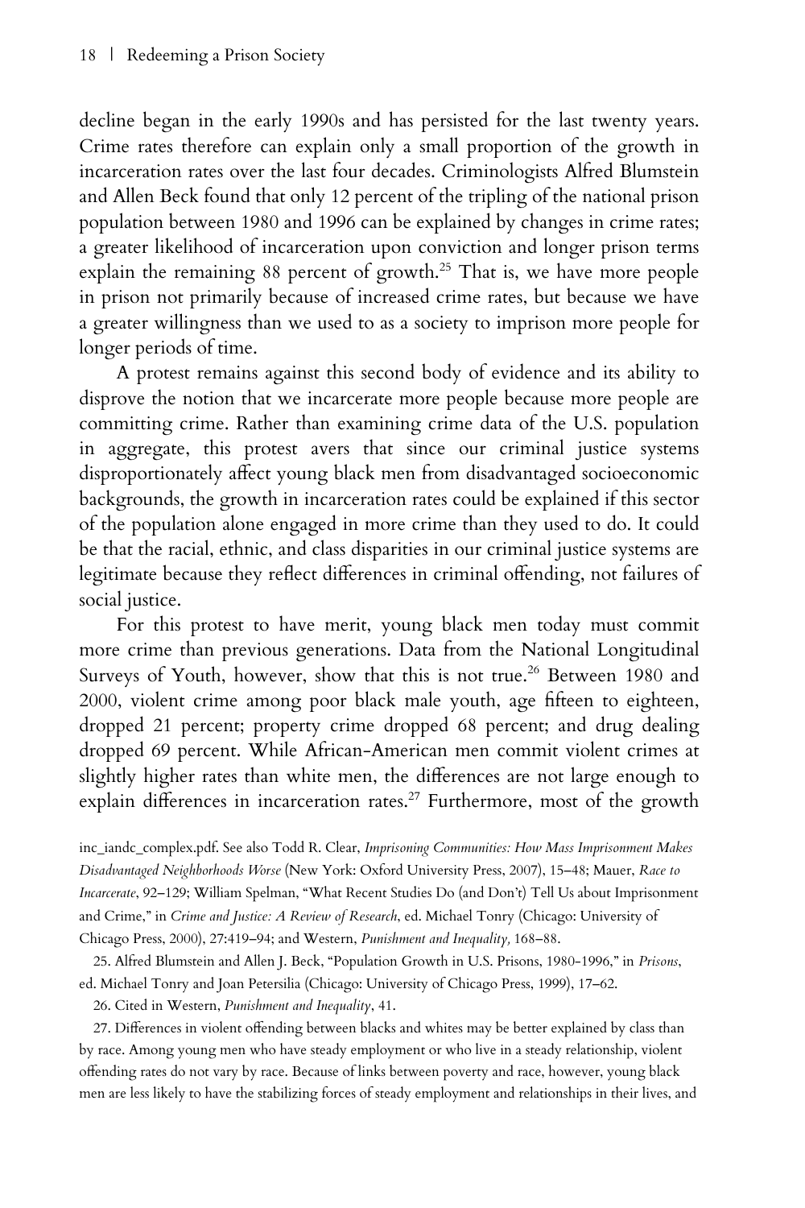decline began in the early 1990s and has persisted for the last twenty years. Crime rates therefore can explain only a small proportion of the growth in incarceration rates over the last four decades. Criminologists Alfred Blumstein and Allen Beck found that only 12 percent of the tripling of the national prison population between 1980 and 1996 can be explained by changes in crime rates; a greater likelihood of incarceration upon conviction and longer prison terms explain the remaining 88 percent of growth.[25] That is, we have more people in prison not primarily because of increased crime rates, but because we have a greater willingness than we used to as a society to imprison more people for longer periods of time.

A protest remains against this second body of evidence and its ability to disprove the notion that we incarcerate more people because more people are committing crime. Rather than examining crime data of the U.S. population in aggregate, this protest avers that since our criminal justice systems disproportionately affect young black men from disadvantaged socioeconomic backgrounds, the growth in incarceration rates could be explained if this sector of the population alone engaged in more crime than they used to do. It could be that the racial, ethnic, and class disparities in our criminal justice systems are legitimate because they reflect differences in criminal offending, not failures of social justice.

For this protest to have merit, young black men today must commit more crime than previous generations. Data from the National Longitudinal Surveys of Youth, however, show that this is not true.[26] Between 1980 and 2000, violent crime among poor black male youth, age fifteen to eighteen, dropped 21 percent; property crime dropped 68 percent; and drug dealing dropped 69 percent. While African-American men commit violent crimes at slightly higher rates than white men, the differences are not large enough to explain differences in incarceration rates.[27] Furthermore, most of the growth

inc_iandc_complex.pdf. See also Todd R. Clear, *Imprisoning Communities: How Mass Imprisonment Makes Disadvantaged Neighborhoods Worse* (New York: Oxford University Press, 2007), 15–48; Mauer, *Race to Incarcerate*, 92–129; William Spelman, "What Recent Studies Do (and Don't) Tell Us about Imprisonment and Crime," in *Crime and Justice: A Review of Research*, ed. Michael Tonry (Chicago: University of Chicago Press, 2000), 27:419–94; and Western, *Punishment and Inequality,* 168–88.

25. Alfred Blumstein and Allen J. Beck, "Population Growth in U.S. Prisons, 1980-1996," in *Prisons*, ed. Michael Tonry and Joan Petersilia (Chicago: University of Chicago Press, 1999), 17–62.

26. Cited in Western, *Punishment and Inequality*, 41.

27. Differences in violent offending between blacks and whites may be better explained by class than by race. Among young men who have steady employment or who live in a steady relationship, violent offending rates do not vary by race. Because of links between poverty and race, however, young black men are less likely to have the stabilizing forces of steady employment and relationships in their lives, and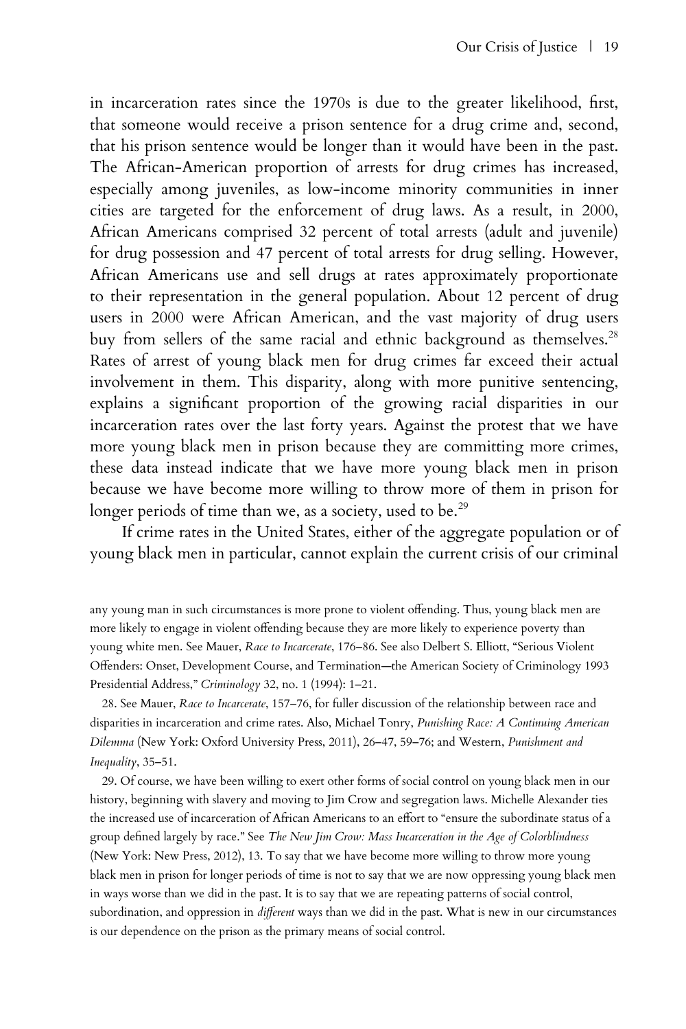in incarceration rates since the 1970s is due to the greater likelihood, first, that someone would receive a prison sentence for a drug crime and, second, that his prison sentence would be longer than it would have been in the past. The African-American proportion of arrests for drug crimes has increased, especially among juveniles, as low-income minority communities in inner cities are targeted for the enforcement of drug laws. As a result, in 2000, African Americans comprised 32 percent of total arrests (adult and juvenile) for drug possession and 47 percent of total arrests for drug selling. However, African Americans use and sell drugs at rates approximately proportionate to their representation in the general population. About 12 percent of drug users in 2000 were African American, and the vast majority of drug users buy from sellers of the same racial and ethnic background as themselves.[28] Rates of arrest of young black men for drug crimes far exceed their actual involvement in them. This disparity, along with more punitive sentencing, explains a significant proportion of the growing racial disparities in our incarceration rates over the last forty years. Against the protest that we have more young black men in prison because they are committing more crimes, these data instead indicate that we have more young black men in prison because we have become more willing to throw more of them in prison for longer periods of time than we, as a society, used to be.[29]

If crime rates in the United States, either of the aggregate population or of young black men in particular, cannot explain the current crisis of our criminal

any young man in such circumstances is more prone to violent offending. Thus, young black men are more likely to engage in violent offending because they are more likely to experience poverty than young white men. See Mauer, *Race to Incarcerate*, 176–86. See also Delbert S. Elliott, "Serious Violent Offenders: Onset, Development Course, and Termination—the American Society of Criminology 1993 Presidential Address," *Criminology* 32, no. 1 (1994): 1–21.

28. See Mauer, *Race to Incarcerate*, 157–76, for fuller discussion of the relationship between race and disparities in incarceration and crime rates. Also, Michael Tonry, *Punishing Race: A Continuing American Dilemma* (New York: Oxford University Press, 2011), 26–47, 59–76; and Western, *Punishment and Inequality*, 35–51.

29. Of course, we have been willing to exert other forms of social control on young black men in our history, beginning with slavery and moving to Jim Crow and segregation laws. Michelle Alexander ties the increased use of incarceration of African Americans to an effort to "ensure the subordinate status of a group defined largely by race." See *The New Jim Crow: Mass Incarceration in the Age of Colorblindness* (New York: New Press, 2012), 13. To say that we have become more willing to throw more young black men in prison for longer periods of time is not to say that we are now oppressing young black men in ways worse than we did in the past. It is to say that we are repeating patterns of social control, subordination, and oppression in *different* ways than we did in the past. What is new in our circumstances is our dependence on the prison as the primary means of social control.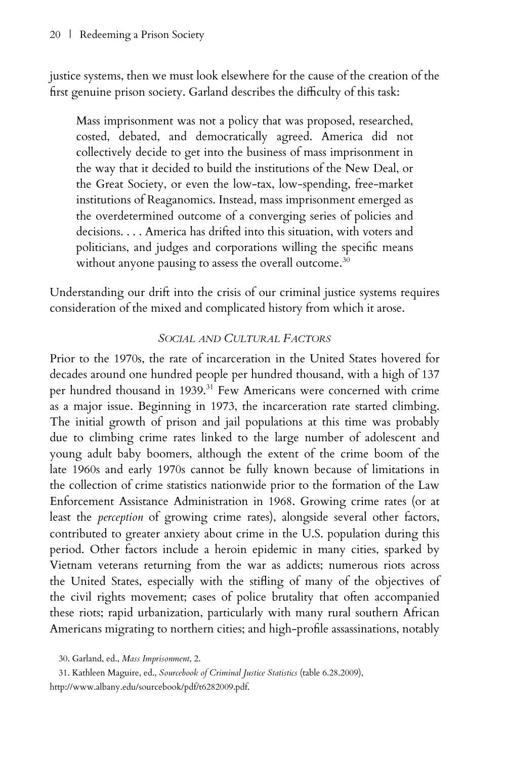justice systems, then we must look elsewhere for the cause of the creation of the first genuine prison society. Garland describes the difficulty of this task:

> Mass imprisonment was not a policy that was proposed, researched, costed, debated, and democratically agreed. America did not collectively decide to get into the business of mass imprisonment in the way that it decided to build the institutions of the New Deal, or the Great Society, or even the low-tax, low-spending, free-market institutions of Reaganomics. Instead, mass imprisonment emerged as the overdetermined outcome of a converging series of policies and decisions. . . . America has drifted into this situation, with voters and politicians, and judges and corporations willing the specific means without anyone pausing to assess the overall outcome.[30]

Understanding our drift into the crisis of our criminal justice systems requires consideration of the mixed and complicated history from which it arose.

### *Social and Cultural Factors*

Prior to the 1970s, the rate of incarceration in the United States hovered for decades around one hundred people per hundred thousand, with a high of 137 per hundred thousand in 1939.[31] Few Americans were concerned with crime as a major issue. Beginning in 1973, the incarceration rate started climbing. The initial growth of prison and jail populations at this time was probably due to climbing crime rates linked to the large number of adolescent and young adult baby boomers, although the extent of the crime boom of the late 1960s and early 1970s cannot be fully known because of limitations in the collection of crime statistics nationwide prior to the formation of the Law Enforcement Assistance Administration in 1968. Growing crime rates (or at least the *perception* of growing crime rates), alongside several other factors, contributed to greater anxiety about crime in the U.S. population during this period. Other factors include a heroin epidemic in many cities, sparked by Vietnam veterans returning from the war as addicts; numerous riots across the United States, especially with the stifling of many of the objectives of the civil rights movement; cases of police brutality that often accompanied these riots; rapid urbanization, particularly with many rural southern African Americans migrating to northern cities; and high-profile assassinations, notably

30. Garland, ed., *Mass Imprisonment*, 2.

31. Kathleen Maguire, ed., *Sourcebook of Criminal Justice Statistics* (table 6.28.2009), http://www.albany.edu/sourcebook/pdf/t6282009.pdf.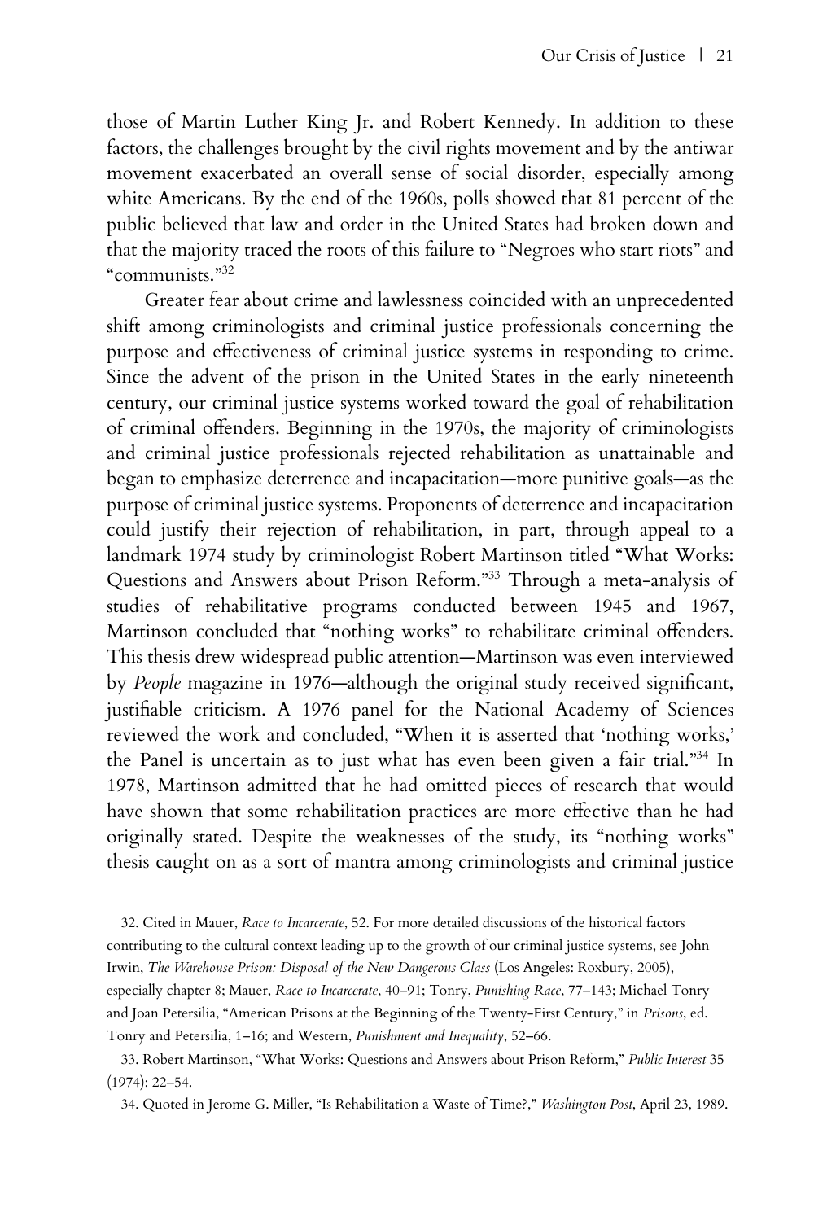those of Martin Luther King Jr. and Robert Kennedy. In addition to these factors, the challenges brought by the civil rights movement and by the antiwar movement exacerbated an overall sense of social disorder, especially among white Americans. By the end of the 1960s, polls showed that 81 percent of the public believed that law and order in the United States had broken down and that the majority traced the roots of this failure to "Negroes who start riots" and "communists."[32]

Greater fear about crime and lawlessness coincided with an unprecedented shift among criminologists and criminal justice professionals concerning the purpose and effectiveness of criminal justice systems in responding to crime. Since the advent of the prison in the United States in the early nineteenth century, our criminal justice systems worked toward the goal of rehabilitation of criminal offenders. Beginning in the 1970s, the majority of criminologists and criminal justice professionals rejected rehabilitation as unattainable and began to emphasize deterrence and incapacitation—more punitive goals—as the purpose of criminal justice systems. Proponents of deterrence and incapacitation could justify their rejection of rehabilitation, in part, through appeal to a landmark 1974 study by criminologist Robert Martinson titled "What Works: Questions and Answers about Prison Reform."[33] Through a meta-analysis of studies of rehabilitative programs conducted between 1945 and 1967, Martinson concluded that "nothing works" to rehabilitate criminal offenders. This thesis drew widespread public attention—Martinson was even interviewed by *People* magazine in 1976—although the original study received significant, justifiable criticism. A 1976 panel for the National Academy of Sciences reviewed the work and concluded, "When it is asserted that 'nothing works,' the Panel is uncertain as to just what has even been given a fair trial."[34] In 1978, Martinson admitted that he had omitted pieces of research that would have shown that some rehabilitation practices are more effective than he had originally stated. Despite the weaknesses of the study, its "nothing works" thesis caught on as a sort of mantra among criminologists and criminal justice

32. Cited in Mauer, *Race to Incarcerate*, 52. For more detailed discussions of the historical factors contributing to the cultural context leading up to the growth of our criminal justice systems, see John Irwin, *The Warehouse Prison: Disposal of the New Dangerous Class* (Los Angeles: Roxbury, 2005), especially chapter 8; Mauer, *Race to Incarcerate*, 40–91; Tonry, *Punishing Race*, 77–143; Michael Tonry and Joan Petersilia, "American Prisons at the Beginning of the Twenty-First Century," in *Prisons*, ed. Tonry and Petersilia, 1–16; and Western, *Punishment and Inequality*, 52–66.

33. Robert Martinson, "What Works: Questions and Answers about Prison Reform," *Public Interest* 35 (1974): 22–54.

34. Quoted in Jerome G. Miller, "Is Rehabilitation a Waste of Time?," *Washington Post*, April 23, 1989.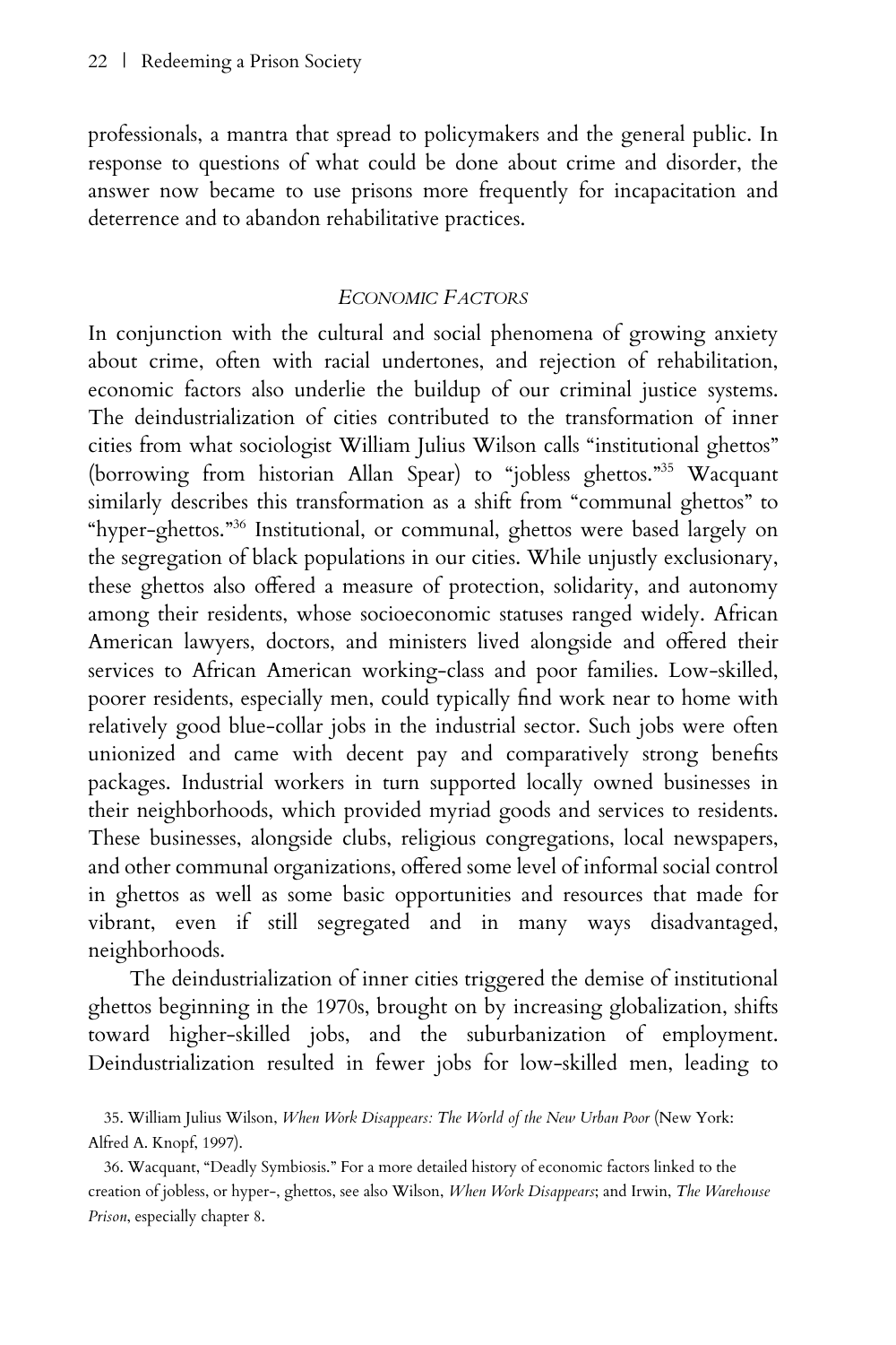professionals, a mantra that spread to policymakers and the general public. In response to questions of what could be done about crime and disorder, the answer now became to use prisons more frequently for incapacitation and deterrence and to abandon rehabilitative practices.

### *Economic Factors*

In conjunction with the cultural and social phenomena of growing anxiety about crime, often with racial undertones, and rejection of rehabilitation, economic factors also underlie the buildup of our criminal justice systems. The deindustrialization of cities contributed to the transformation of inner cities from what sociologist William Julius Wilson calls "institutional ghettos" (borrowing from historian Allan Spear) to "jobless ghettos."[35] Wacquant similarly describes this transformation as a shift from "communal ghettos" to "hyper-ghettos."[36] Institutional, or communal, ghettos were based largely on the segregation of black populations in our cities. While unjustly exclusionary, these ghettos also offered a measure of protection, solidarity, and autonomy among their residents, whose socioeconomic statuses ranged widely. African American lawyers, doctors, and ministers lived alongside and offered their services to African American working-class and poor families. Low-skilled, poorer residents, especially men, could typically find work near to home with relatively good blue-collar jobs in the industrial sector. Such jobs were often unionized and came with decent pay and comparatively strong benefits packages. Industrial workers in turn supported locally owned businesses in their neighborhoods, which provided myriad goods and services to residents. These businesses, alongside clubs, religious congregations, local newspapers, and other communal organizations, offered some level of informal social control in ghettos as well as some basic opportunities and resources that made for vibrant, even if still segregated and in many ways disadvantaged, neighborhoods.

The deindustrialization of inner cities triggered the demise of institutional ghettos beginning in the 1970s, brought on by increasing globalization, shifts toward higher-skilled jobs, and the suburbanization of employment. Deindustrialization resulted in fewer jobs for low-skilled men, leading to

35. William Julius Wilson, *When Work Disappears: The World of the New Urban Poor* (New York: Alfred A. Knopf, 1997).

36. Wacquant, "Deadly Symbiosis." For a more detailed history of economic factors linked to the creation of jobless, or hyper-, ghettos, see also Wilson, *When Work Disappears*; and Irwin, *The Warehouse Prison*, especially chapter 8.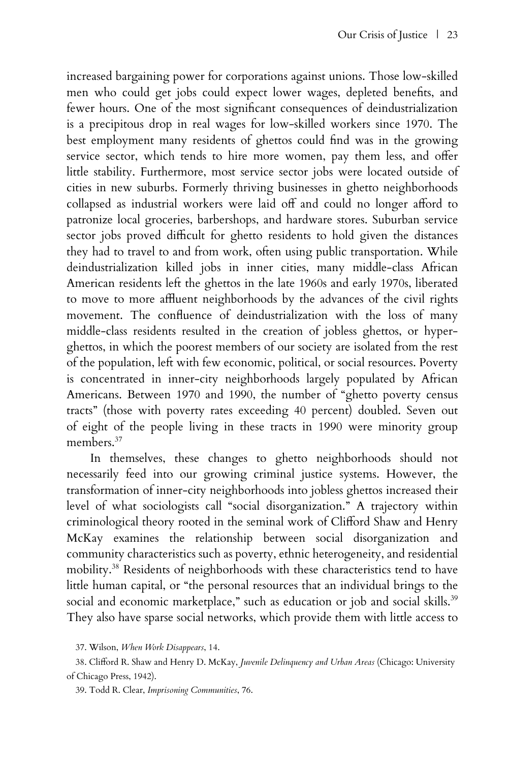increased bargaining power for corporations against unions. Those low-skilled men who could get jobs could expect lower wages, depleted benefits, and fewer hours. One of the most significant consequences of deindustrialization is a precipitous drop in real wages for low-skilled workers since 1970. The best employment many residents of ghettos could find was in the growing service sector, which tends to hire more women, pay them less, and offer little stability. Furthermore, most service sector jobs were located outside of cities in new suburbs. Formerly thriving businesses in ghetto neighborhoods collapsed as industrial workers were laid off and could no longer afford to patronize local groceries, barbershops, and hardware stores. Suburban service sector jobs proved difficult for ghetto residents to hold given the distances they had to travel to and from work, often using public transportation. While deindustrialization killed jobs in inner cities, many middle-class African American residents left the ghettos in the late 1960s and early 1970s, liberated to move to more affluent neighborhoods by the advances of the civil rights movement. The confluence of deindustrialization with the loss of many middle-class residents resulted in the creation of jobless ghettos, or hyper-ghettos, in which the poorest members of our society are isolated from the rest of the population, left with few economic, political, or social resources. Poverty is concentrated in inner-city neighborhoods largely populated by African Americans. Between 1970 and 1990, the number of "ghetto poverty census tracts" (those with poverty rates exceeding 40 percent) doubled. Seven out of eight of the people living in these tracts in 1990 were minority group members.[37]

In themselves, these changes to ghetto neighborhoods should not necessarily feed into our growing criminal justice systems. However, the transformation of inner-city neighborhoods into jobless ghettos increased their level of what sociologists call "social disorganization." A trajectory within criminological theory rooted in the seminal work of Clifford Shaw and Henry McKay examines the relationship between social disorganization and community characteristics such as poverty, ethnic heterogeneity, and residential mobility.[38] Residents of neighborhoods with these characteristics tend to have little human capital, or "the personal resources that an individual brings to the social and economic marketplace," such as education or job and social skills.[39] They also have sparse social networks, which provide them with little access to

37. Wilson, *When Work Disappears*, 14.

38. Clifford R. Shaw and Henry D. McKay, *Juvenile Delinquency and Urban Areas* (Chicago: University of Chicago Press, 1942).

39. Todd R. Clear, *Imprisoning Communities*, 76.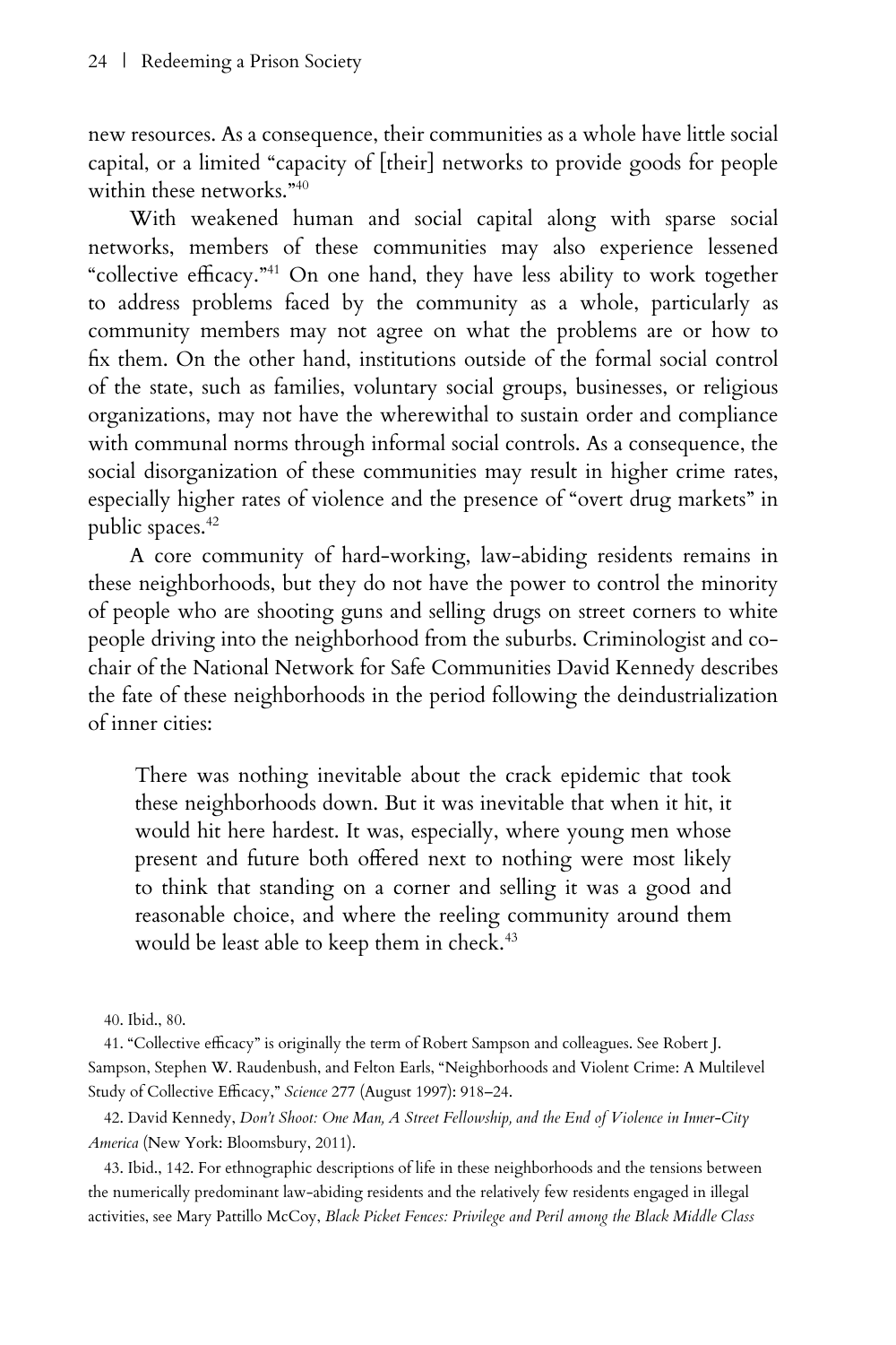new resources. As a consequence, their communities as a whole have little social capital, or a limited "capacity of [their] networks to provide goods for people within these networks."[40]

With weakened human and social capital along with sparse social networks, members of these communities may also experience lessened "collective efficacy."[41] On one hand, they have less ability to work together to address problems faced by the community as a whole, particularly as community members may not agree on what the problems are or how to fix them. On the other hand, institutions outside of the formal social control of the state, such as families, voluntary social groups, businesses, or religious organizations, may not have the wherewithal to sustain order and compliance with communal norms through informal social controls. As a consequence, the social disorganization of these communities may result in higher crime rates, especially higher rates of violence and the presence of "overt drug markets" in public spaces.[42]

A core community of hard-working, law-abiding residents remains in these neighborhoods, but they do not have the power to control the minority of people who are shooting guns and selling drugs on street corners to white people driving into the neighborhood from the suburbs. Criminologist and co-chair of the National Network for Safe Communities David Kennedy describes the fate of these neighborhoods in the period following the deindustrialization of inner cities:

> There was nothing inevitable about the crack epidemic that took these neighborhoods down. But it was inevitable that when it hit, it would hit here hardest. It was, especially, where young men whose present and future both offered next to nothing were most likely to think that standing on a corner and selling it was a good and reasonable choice, and where the reeling community around them would be least able to keep them in check.[43]

40. Ibid., 80.

41. "Collective efficacy" is originally the term of Robert Sampson and colleagues. See Robert J. Sampson, Stephen W. Raudenbush, and Felton Earls, "Neighborhoods and Violent Crime: A Multilevel Study of Collective Efficacy," *Science* 277 (August 1997): 918–24.

42. David Kennedy, *Don't Shoot: One Man, A Street Fellowship, and the End of Violence in Inner-City America* (New York: Bloomsbury, 2011).

43. Ibid., 142. For ethnographic descriptions of life in these neighborhoods and the tensions between the numerically predominant law-abiding residents and the relatively few residents engaged in illegal activities, see Mary Pattillo McCoy, *Black Picket Fences: Privilege and Peril among the Black Middle Class*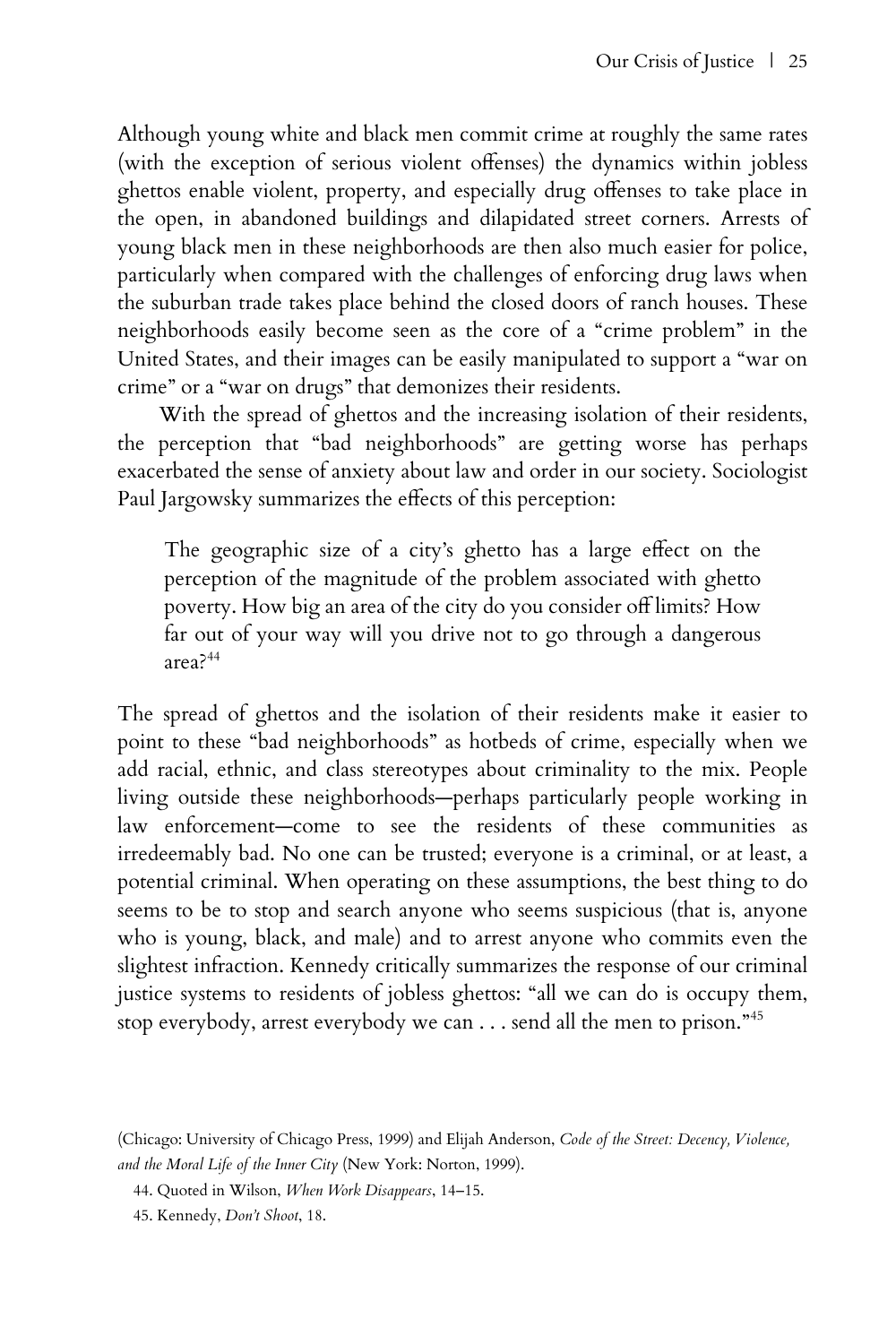Although young white and black men commit crime at roughly the same rates (with the exception of serious violent offenses) the dynamics within jobless ghettos enable violent, property, and especially drug offenses to take place in the open, in abandoned buildings and dilapidated street corners. Arrests of young black men in these neighborhoods are then also much easier for police, particularly when compared with the challenges of enforcing drug laws when the suburban trade takes place behind the closed doors of ranch houses. These neighborhoods easily become seen as the core of a "crime problem" in the United States, and their images can be easily manipulated to support a "war on crime" or a "war on drugs" that demonizes their residents.

With the spread of ghettos and the increasing isolation of their residents, the perception that "bad neighborhoods" are getting worse has perhaps exacerbated the sense of anxiety about law and order in our society. Sociologist Paul Jargowsky summarizes the effects of this perception:

> The geographic size of a city's ghetto has a large effect on the perception of the magnitude of the problem associated with ghetto poverty. How big an area of the city do you consider off limits? How far out of your way will you drive not to go through a dangerous area?[44]

The spread of ghettos and the isolation of their residents make it easier to point to these "bad neighborhoods" as hotbeds of crime, especially when we add racial, ethnic, and class stereotypes about criminality to the mix. People living outside these neighborhoods—perhaps particularly people working in law enforcement—come to see the residents of these communities as irredeemably bad. No one can be trusted; everyone is a criminal, or at least, a potential criminal. When operating on these assumptions, the best thing to do seems to be to stop and search anyone who seems suspicious (that is, anyone who is young, black, and male) and to arrest anyone who commits even the slightest infraction. Kennedy critically summarizes the response of our criminal justice systems to residents of jobless ghettos: "all we can do is occupy them, stop everybody, arrest everybody we can . . . send all the men to prison."[45]

(Chicago: University of Chicago Press, 1999) and Elijah Anderson, *Code of the Street: Decency, Violence, and the Moral Life of the Inner City* (New York: Norton, 1999).

44. Quoted in Wilson, *When Work Disappears*, 14–15.

45. Kennedy, *Don't Shoot*, 18.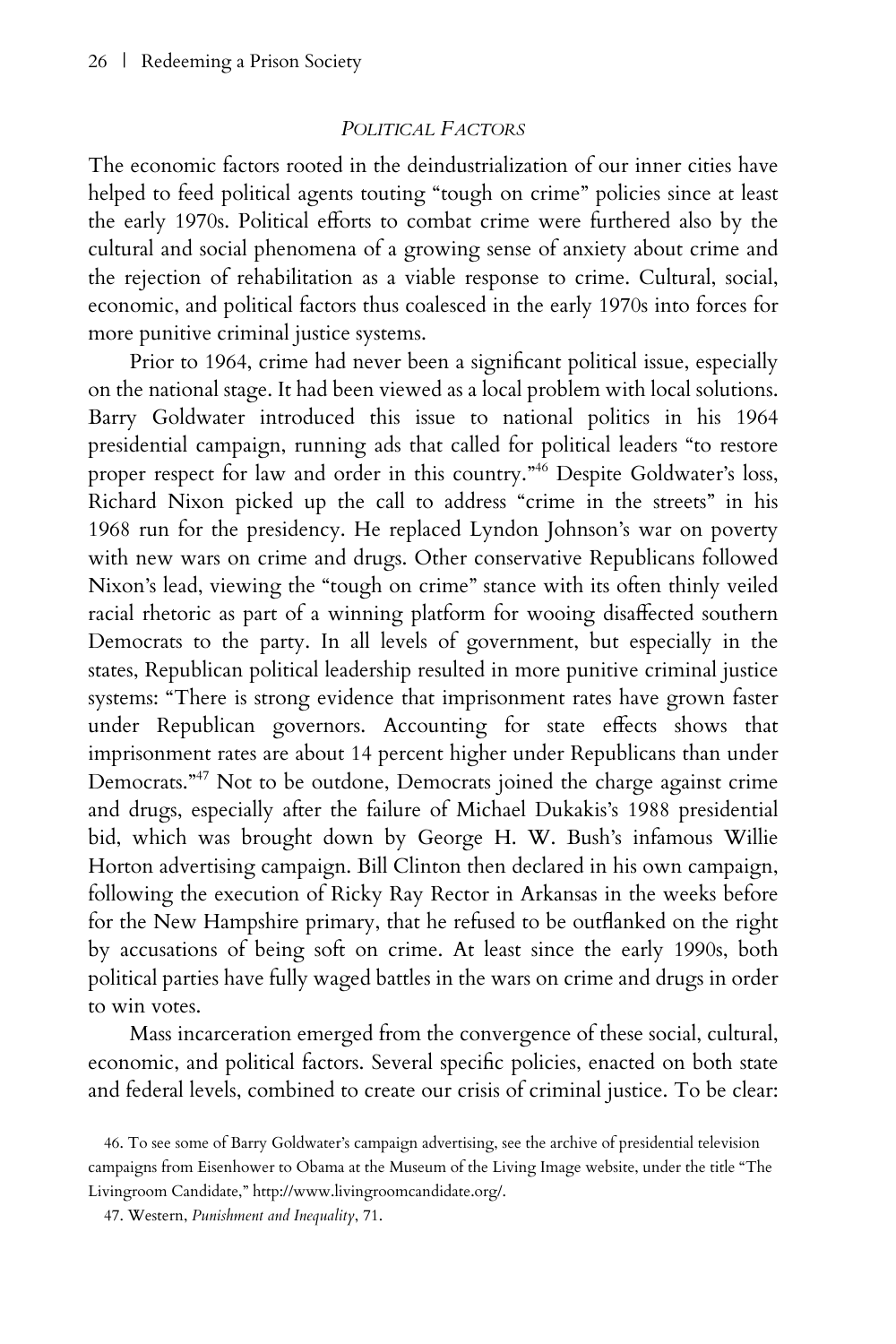### *POLITICAL FACTORS*

The economic factors rooted in the deindustrialization of our inner cities have helped to feed political agents touting "tough on crime" policies since at least the early 1970s. Political efforts to combat crime were furthered also by the cultural and social phenomena of a growing sense of anxiety about crime and the rejection of rehabilitation as a viable response to crime. Cultural, social, economic, and political factors thus coalesced in the early 1970s into forces for more punitive criminal justice systems.

Prior to 1964, crime had never been a significant political issue, especially on the national stage. It had been viewed as a local problem with local solutions. Barry Goldwater introduced this issue to national politics in his 1964 presidential campaign, running ads that called for political leaders "to restore proper respect for law and order in this country."[46] Despite Goldwater's loss, Richard Nixon picked up the call to address "crime in the streets" in his 1968 run for the presidency. He replaced Lyndon Johnson's war on poverty with new wars on crime and drugs. Other conservative Republicans followed Nixon's lead, viewing the "tough on crime" stance with its often thinly veiled racial rhetoric as part of a winning platform for wooing disaffected southern Democrats to the party. In all levels of government, but especially in the states, Republican political leadership resulted in more punitive criminal justice systems: "There is strong evidence that imprisonment rates have grown faster under Republican governors. Accounting for state effects shows that imprisonment rates are about 14 percent higher under Republicans than under Democrats."[47] Not to be outdone, Democrats joined the charge against crime and drugs, especially after the failure of Michael Dukakis's 1988 presidential bid, which was brought down by George H. W. Bush's infamous Willie Horton advertising campaign. Bill Clinton then declared in his own campaign, following the execution of Ricky Ray Rector in Arkansas in the weeks before for the New Hampshire primary, that he refused to be outflanked on the right by accusations of being soft on crime. At least since the early 1990s, both political parties have fully waged battles in the wars on crime and drugs in order to win votes.

Mass incarceration emerged from the convergence of these social, cultural, economic, and political factors. Several specific policies, enacted on both state and federal levels, combined to create our crisis of criminal justice. To be clear:

46. To see some of Barry Goldwater's campaign advertising, see the archive of presidential television campaigns from Eisenhower to Obama at the Museum of the Living Image website, under the title "The Livingroom Candidate," http://www.livingroomcandidate.org/.

47. Western, *Punishment and Inequality*, 71.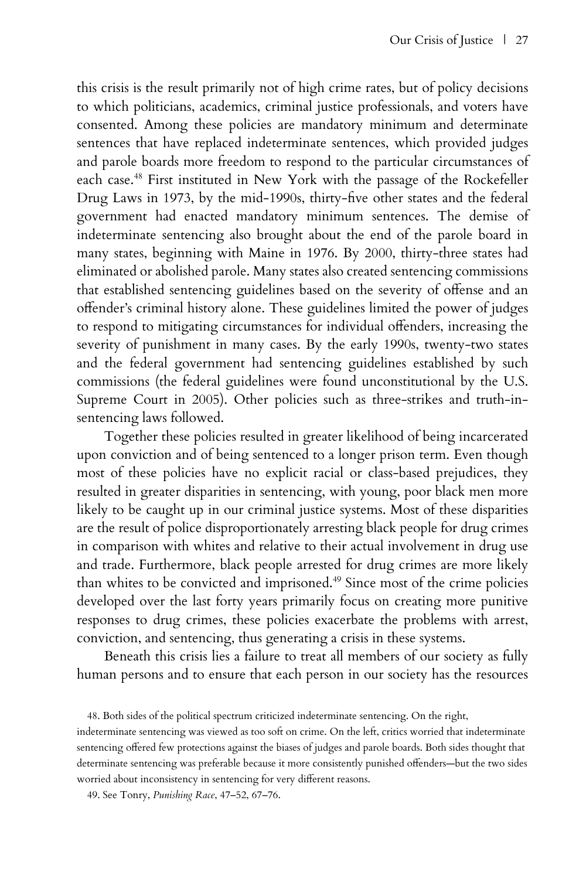this crisis is the result primarily not of high crime rates, but of policy decisions to which politicians, academics, criminal justice professionals, and voters have consented. Among these policies are mandatory minimum and determinate sentences that have replaced indeterminate sentences, which provided judges and parole boards more freedom to respond to the particular circumstances of each case.[48] First instituted in New York with the passage of the Rockefeller Drug Laws in 1973, by the mid-1990s, thirty-five other states and the federal government had enacted mandatory minimum sentences. The demise of indeterminate sentencing also brought about the end of the parole board in many states, beginning with Maine in 1976. By 2000, thirty-three states had eliminated or abolished parole. Many states also created sentencing commissions that established sentencing guidelines based on the severity of offense and an offender's criminal history alone. These guidelines limited the power of judges to respond to mitigating circumstances for individual offenders, increasing the severity of punishment in many cases. By the early 1990s, twenty-two states and the federal government had sentencing guidelines established by such commissions (the federal guidelines were found unconstitutional by the U.S. Supreme Court in 2005). Other policies such as three-strikes and truth-in-sentencing laws followed.

Together these policies resulted in greater likelihood of being incarcerated upon conviction and of being sentenced to a longer prison term. Even though most of these policies have no explicit racial or class-based prejudices, they resulted in greater disparities in sentencing, with young, poor black men more likely to be caught up in our criminal justice systems. Most of these disparities are the result of police disproportionately arresting black people for drug crimes in comparison with whites and relative to their actual involvement in drug use and trade. Furthermore, black people arrested for drug crimes are more likely than whites to be convicted and imprisoned.[49] Since most of the crime policies developed over the last forty years primarily focus on creating more punitive responses to drug crimes, these policies exacerbate the problems with arrest, conviction, and sentencing, thus generating a crisis in these systems.

Beneath this crisis lies a failure to treat all members of our society as fully human persons and to ensure that each person in our society has the resources

48. Both sides of the political spectrum criticized indeterminate sentencing. On the right, indeterminate sentencing was viewed as too soft on crime. On the left, critics worried that indeterminate sentencing offered few protections against the biases of judges and parole boards. Both sides thought that determinate sentencing was preferable because it more consistently punished offenders—but the two sides worried about inconsistency in sentencing for very different reasons.

49. See Tonry, *Punishing Race*, 47–52, 67–76.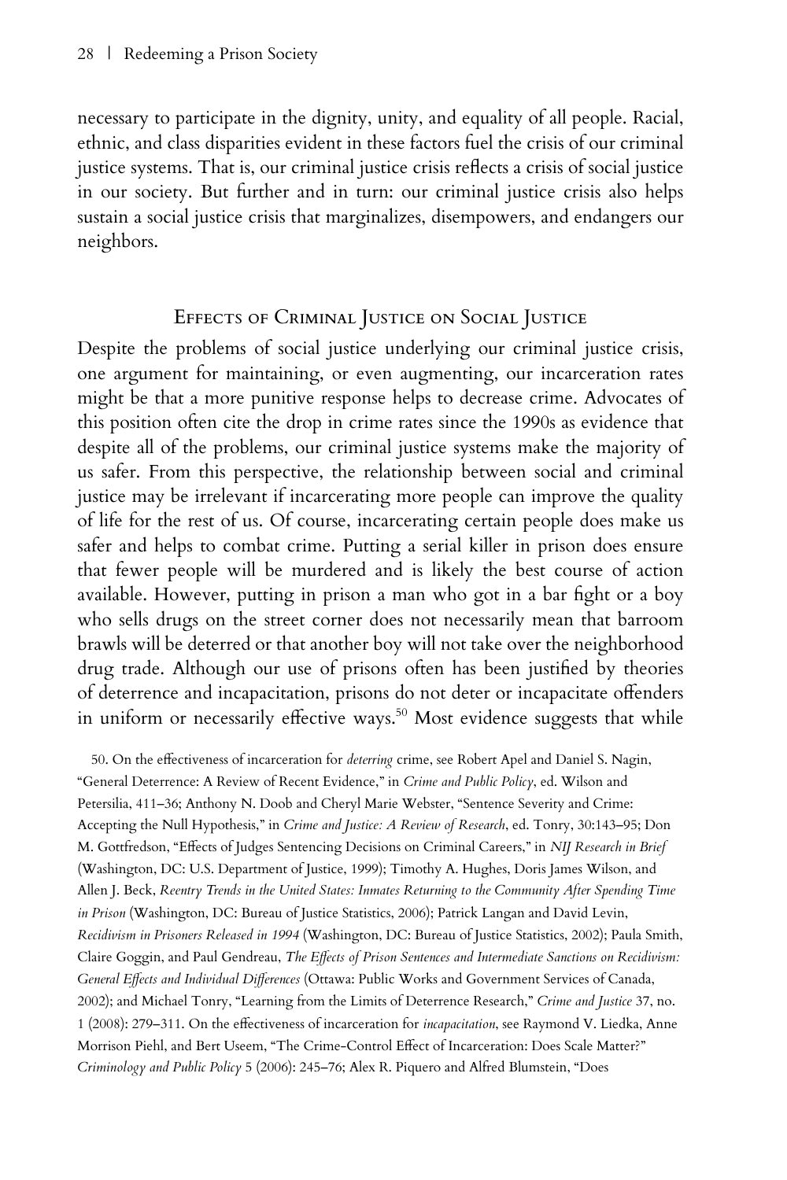necessary to participate in the dignity, unity, and equality of all people. Racial, ethnic, and class disparities evident in these factors fuel the crisis of our criminal justice systems. That is, our criminal justice crisis reflects a crisis of social justice in our society. But further and in turn: our criminal justice crisis also helps sustain a social justice crisis that marginalizes, disempowers, and endangers our neighbors.

## Effects of Criminal Justice on Social Justice

Despite the problems of social justice underlying our criminal justice crisis, one argument for maintaining, or even augmenting, our incarceration rates might be that a more punitive response helps to decrease crime. Advocates of this position often cite the drop in crime rates since the 1990s as evidence that despite all of the problems, our criminal justice systems make the majority of us safer. From this perspective, the relationship between social and criminal justice may be irrelevant if incarcerating more people can improve the quality of life for the rest of us. Of course, incarcerating certain people does make us safer and helps to combat crime. Putting a serial killer in prison does ensure that fewer people will be murdered and is likely the best course of action available. However, putting in prison a man who got in a bar fight or a boy who sells drugs on the street corner does not necessarily mean that barroom brawls will be deterred or that another boy will not take over the neighborhood drug trade. Although our use of prisons often has been justified by theories of deterrence and incapacitation, prisons do not deter or incapacitate offenders in uniform or necessarily effective ways.[50] Most evidence suggests that while

50. On the effectiveness of incarceration for *deterring* crime, see Robert Apel and Daniel S. Nagin, "General Deterrence: A Review of Recent Evidence," in *Crime and Public Policy*, ed. Wilson and Petersilia, 411–36; Anthony N. Doob and Cheryl Marie Webster, "Sentence Severity and Crime: Accepting the Null Hypothesis," in *Crime and Justice: A Review of Research*, ed. Tonry, 30:143–95; Don M. Gottfredson, "Effects of Judges Sentencing Decisions on Criminal Careers," in *NIJ Research in Brief* (Washington, DC: U.S. Department of Justice, 1999); Timothy A. Hughes, Doris James Wilson, and Allen J. Beck, *Reentry Trends in the United States: Inmates Returning to the Community After Spending Time in Prison* (Washington, DC: Bureau of Justice Statistics, 2006); Patrick Langan and David Levin, *Recidivism in Prisoners Released in 1994* (Washington, DC: Bureau of Justice Statistics, 2002); Paula Smith, Claire Goggin, and Paul Gendreau, *The Effects of Prison Sentences and Intermediate Sanctions on Recidivism: General Effects and Individual Differences* (Ottawa: Public Works and Government Services of Canada, 2002); and Michael Tonry, "Learning from the Limits of Deterrence Research," *Crime and Justice* 37, no. 1 (2008): 279–311. On the effectiveness of incarceration for *incapacitation*, see Raymond V. Liedka, Anne Morrison Piehl, and Bert Useem, "The Crime-Control Effect of Incarceration: Does Scale Matter?" *Criminology and Public Policy* 5 (2006): 245–76; Alex R. Piquero and Alfred Blumstein, "Does